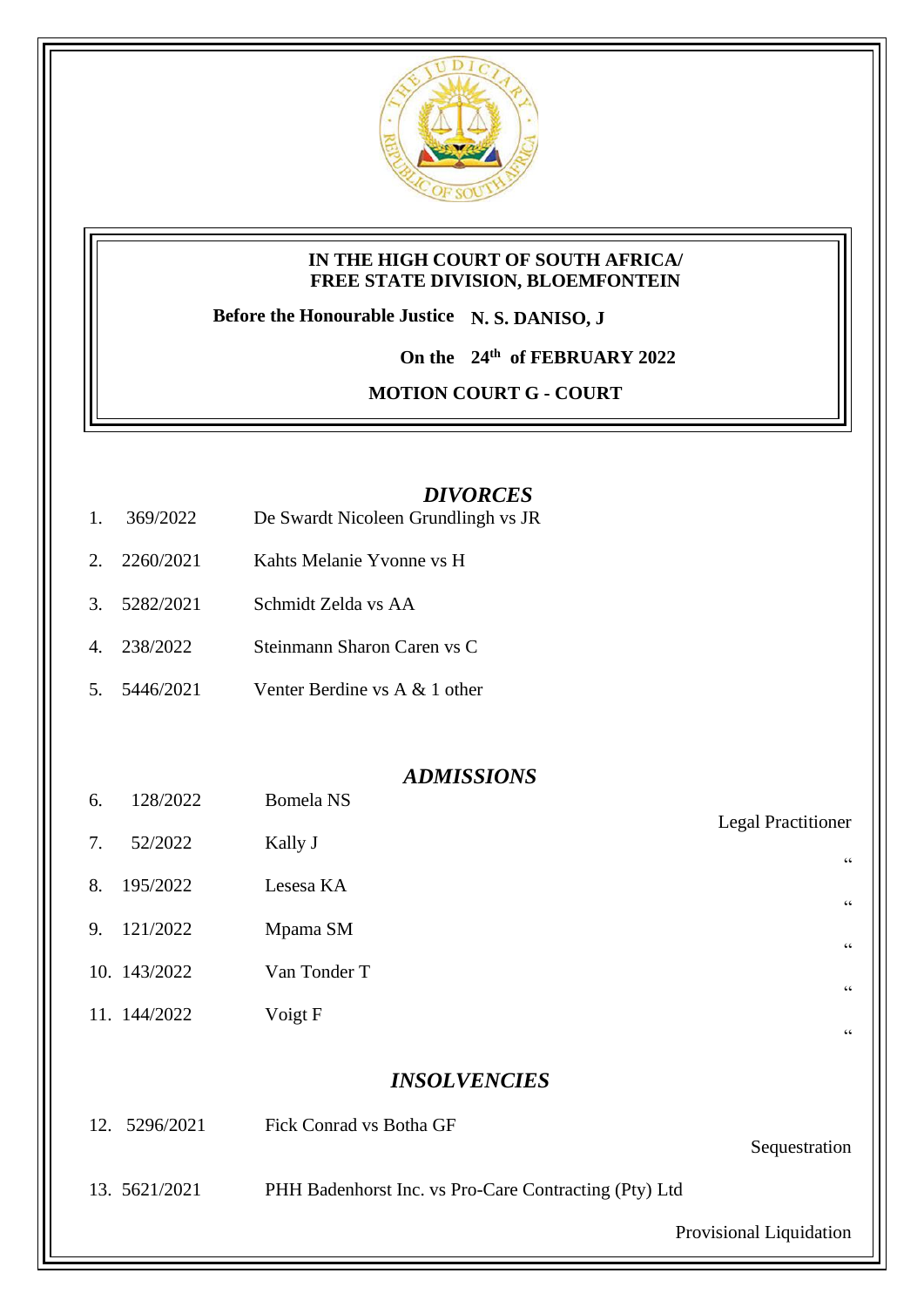**IN THE HIGH COURT OF SOUTH AFRICA/**
**FREE STATE DIVISION, BLOEMFONTEIN**

**Before the Honourable Justice N. S. DANISO, J**

**On the 24th of FEBRUARY 2022**

**MOTION COURT G - COURT**

## *DIVORCES*

| | | |
|---|---|---|
| 1. | 369/2022 | De Swardt Nicoleen Grundlingh vs JR |
| 2. | 2260/2021 | Kahts Melanie Yvonne vs H |
| 3. | 5282/2021 | Schmidt Zelda vs AA |
| 4. | 238/2022 | Steinmann Sharon Caren vs C |
| 5. | 5446/2021 | Venter Berdine vs A & 1 other |

## *ADMISSIONS*

| | | | |
|---|---|---|---|
| 6. | 128/2022 | Bomela NS | Legal Practitioner |
| 7. | 52/2022 | Kally J | " |
| 8. | 195/2022 | Lesesa KA | " |
| 9. | 121/2022 | Mpama SM | " |
| 10. | 143/2022 | Van Tonder T | " |
| 11. | 144/2022 | Voigt F | " |

## *INSOLVENCIES*

| | | | |
|---|---|---|---|
| 12. | 5296/2021 | Fick Conrad vs Botha GF | Sequestration |
| 13. | 5621/2021 | PHH Badenhorst Inc. vs Pro-Care Contracting (Pty) Ltd | Provisional Liquidation |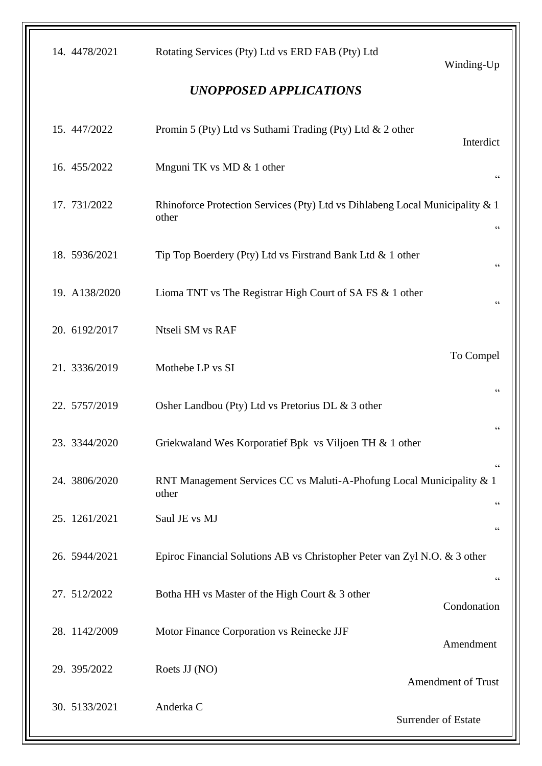| No. | Case No. | Parties | Nature |
|---|---|---|---|
| 14. | 4478/2021 | Rotating Services (Pty) Ltd vs ERD FAB (Pty) Ltd | Winding-Up |

## *UNOPPOSED APPLICATIONS*

| No. | Case No. | Parties | Nature |
|---|---|---|---|
| 15. | 447/2022 | Promin 5 (Pty) Ltd vs Suthami Trading (Pty) Ltd & 2 other | Interdict |
| 16. | 455/2022 | Mnguni TK vs MD & 1 other | " |
| 17. | 731/2022 | Rhinoforce Protection Services (Pty) Ltd vs Dihlabeng Local Municipality & 1 other | " |
| 18. | 5936/2021 | Tip Top Boerdery (Pty) Ltd vs Firstrand Bank Ltd & 1 other | " |
| 19. | A138/2020 | Lioma TNT vs The Registrar High Court of SA FS & 1 other | " |
| 20. | 6192/2017 | Ntseli SM vs RAF | To Compel |
| 21. | 3336/2019 | Mothebe LP vs SI | " |
| 22. | 5757/2019 | Osher Landbou (Pty) Ltd vs Pretorius DL & 3 other | " |
| 23. | 3344/2020 | Griekwaland Wes Korporatief Bpk vs Viljoen TH & 1 other | " |
| 24. | 3806/2020 | RNT Management Services CC vs Maluti-A-Phofung Local Municipality & 1 other | " |
| 25. | 1261/2021 | Saul JE vs MJ | " |
| 26. | 5944/2021 | Epiroc Financial Solutions AB vs Christopher Peter van Zyl N.O. & 3 other | " |
| 27. | 512/2022 | Botha HH vs Master of the High Court & 3 other | Condonation |
| 28. | 1142/2009 | Motor Finance Corporation vs Reinecke JJF | Amendment |
| 29. | 395/2022 | Roets JJ (NO) | Amendment of Trust |
| 30. | 5133/2021 | Anderka C | Surrender of Estate |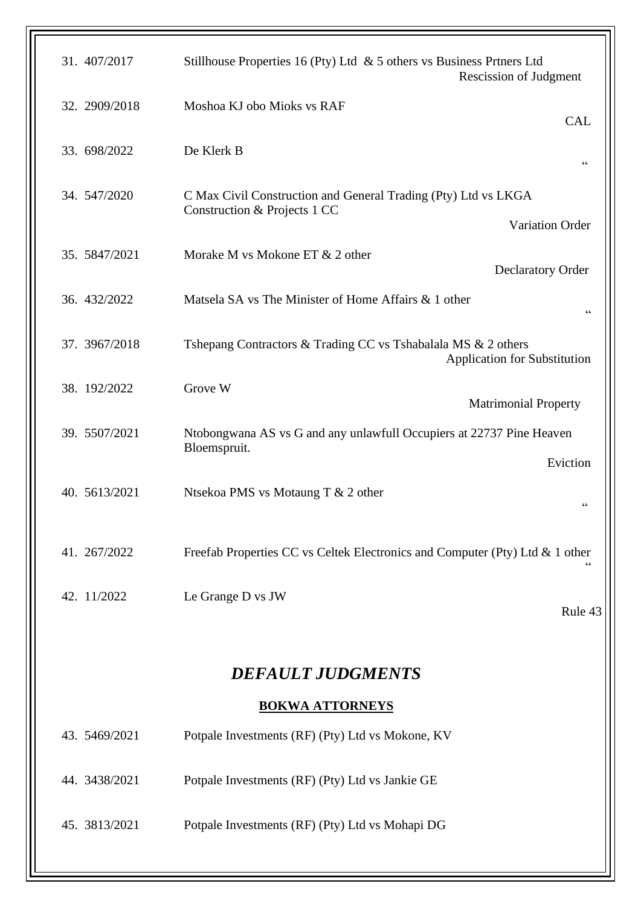| | | |
|---|---|---|
| 31. 407/2017 | Stillhouse Properties 16 (Pty) Ltd & 5 others vs Business Prtners Ltd | Rescission of Judgment |
| 32. 2909/2018 | Moshoa KJ obo Mioks vs RAF | CAL |
| 33. 698/2022 | De Klerk B | " |
| 34. 547/2020 | C Max Civil Construction and General Trading (Pty) Ltd vs LKGA Construction & Projects 1 CC | Variation Order |
| 35. 5847/2021 | Morake M vs Mokone ET & 2 other | Declaratory Order |
| 36. 432/2022 | Matsela SA vs The Minister of Home Affairs & 1 other | " |
| 37. 3967/2018 | Tshepang Contractors & Trading CC vs Tshabalala MS & 2 others | Application for Substitution |
| 38. 192/2022 | Grove W | Matrimonial Property |
| 39. 5507/2021 | Ntobongwana AS vs G and any unlawfull Occupiers at 22737 Pine Heaven Bloemspruit. | Eviction |
| 40. 5613/2021 | Ntsekoa PMS vs Motaung T & 2 other | " |
| 41. 267/2022 | Freefab Properties CC vs Celtek Electronics and Computer (Pty) Ltd & 1 other | " |
| 42. 11/2022 | Le Grange D vs JW | Rule 43 |

# *DEFAULT JUDGMENTS*

**BOKWA ATTORNEYS**

| | |
|---|---|
| 43. 5469/2021 | Potpale Investments (RF) (Pty) Ltd vs Mokone, KV |
| 44. 3438/2021 | Potpale Investments (RF) (Pty) Ltd vs Jankie GE |
| 45. 3813/2021 | Potpale Investments (RF) (Pty) Ltd vs Mohapi DG |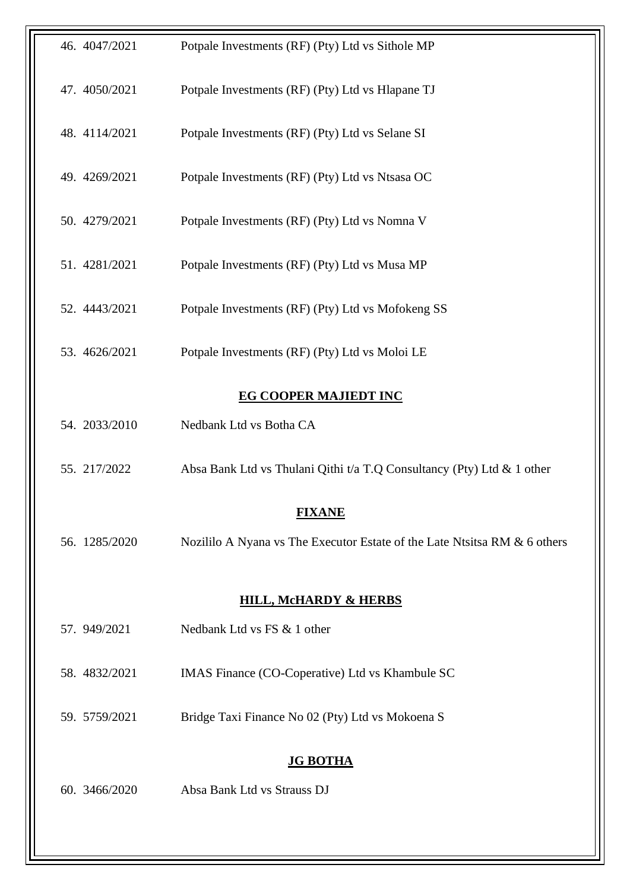46. 4047/2021 Potpale Investments (RF) (Pty) Ltd vs Sithole MP

47. 4050/2021 Potpale Investments (RF) (Pty) Ltd vs Hlapane TJ

48. 4114/2021 Potpale Investments (RF) (Pty) Ltd vs Selane SI

49. 4269/2021 Potpale Investments (RF) (Pty) Ltd vs Ntsasa OC

50. 4279/2021 Potpale Investments (RF) (Pty) Ltd vs Nomna V

51. 4281/2021 Potpale Investments (RF) (Pty) Ltd vs Musa MP

52. 4443/2021 Potpale Investments (RF) (Pty) Ltd vs Mofokeng SS

53. 4626/2021 Potpale Investments (RF) (Pty) Ltd vs Moloi LE

**EG COOPER MAJIEDT INC**

54. 2033/2010 Nedbank Ltd vs Botha CA

55. 217/2022 Absa Bank Ltd vs Thulani Qithi t/a T.Q Consultancy (Pty) Ltd & 1 other

**FIXANE**

56. 1285/2020 Nozililo A Nyana vs The Executor Estate of the Late Ntsitsa RM & 6 others

**HILL, McHARDY & HERBS**

57. 949/2021 Nedbank Ltd vs FS & 1 other

58. 4832/2021 IMAS Finance (CO-Coperative) Ltd vs Khambule SC

59. 5759/2021 Bridge Taxi Finance No 02 (Pty) Ltd vs Mokoena S

**JG BOTHA**

60. 3466/2020 Absa Bank Ltd vs Strauss DJ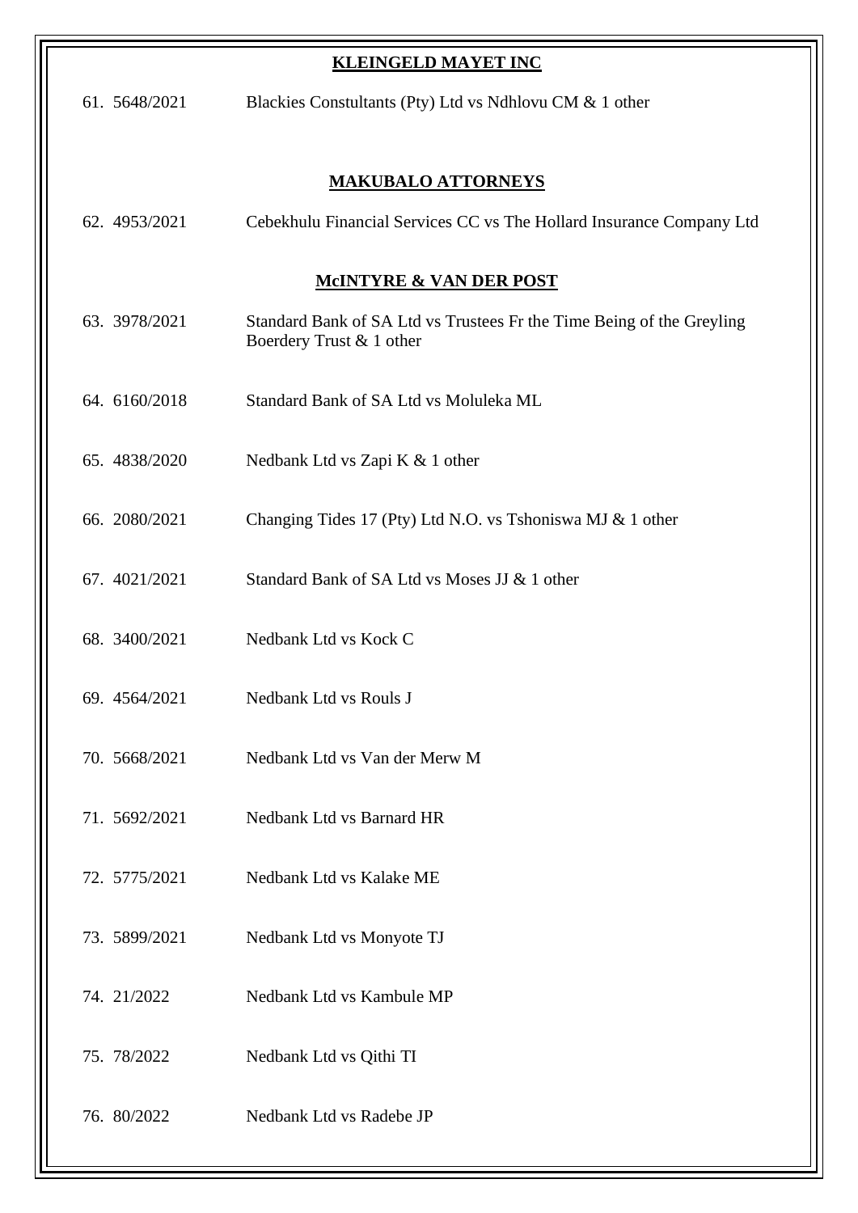**KLEINGELD MAYET INC**

61. 5648/2021 Blackies Constultants (Pty) Ltd vs Ndhlovu CM & 1 other

**MAKUBALO ATTORNEYS**

62. 4953/2021 Cebekhulu Financial Services CC vs The Hollard Insurance Company Ltd

**McINTYRE & VAN DER POST**

63. 3978/2021 Standard Bank of SA Ltd vs Trustees Fr the Time Being of the Greyling Boerdery Trust & 1 other

64. 6160/2018 Standard Bank of SA Ltd vs Moluleka ML

65. 4838/2020 Nedbank Ltd vs Zapi K & 1 other

66. 2080/2021 Changing Tides 17 (Pty) Ltd N.O. vs Tshoniswa MJ & 1 other

67. 4021/2021 Standard Bank of SA Ltd vs Moses JJ & 1 other

68. 3400/2021 Nedbank Ltd vs Kock C

69. 4564/2021 Nedbank Ltd vs Rouls J

70. 5668/2021 Nedbank Ltd vs Van der Merw M

71. 5692/2021 Nedbank Ltd vs Barnard HR

72. 5775/2021 Nedbank Ltd vs Kalake ME

73. 5899/2021 Nedbank Ltd vs Monyote TJ

74. 21/2022 Nedbank Ltd vs Kambule MP

75. 78/2022 Nedbank Ltd vs Qithi TI

76. 80/2022 Nedbank Ltd vs Radebe JP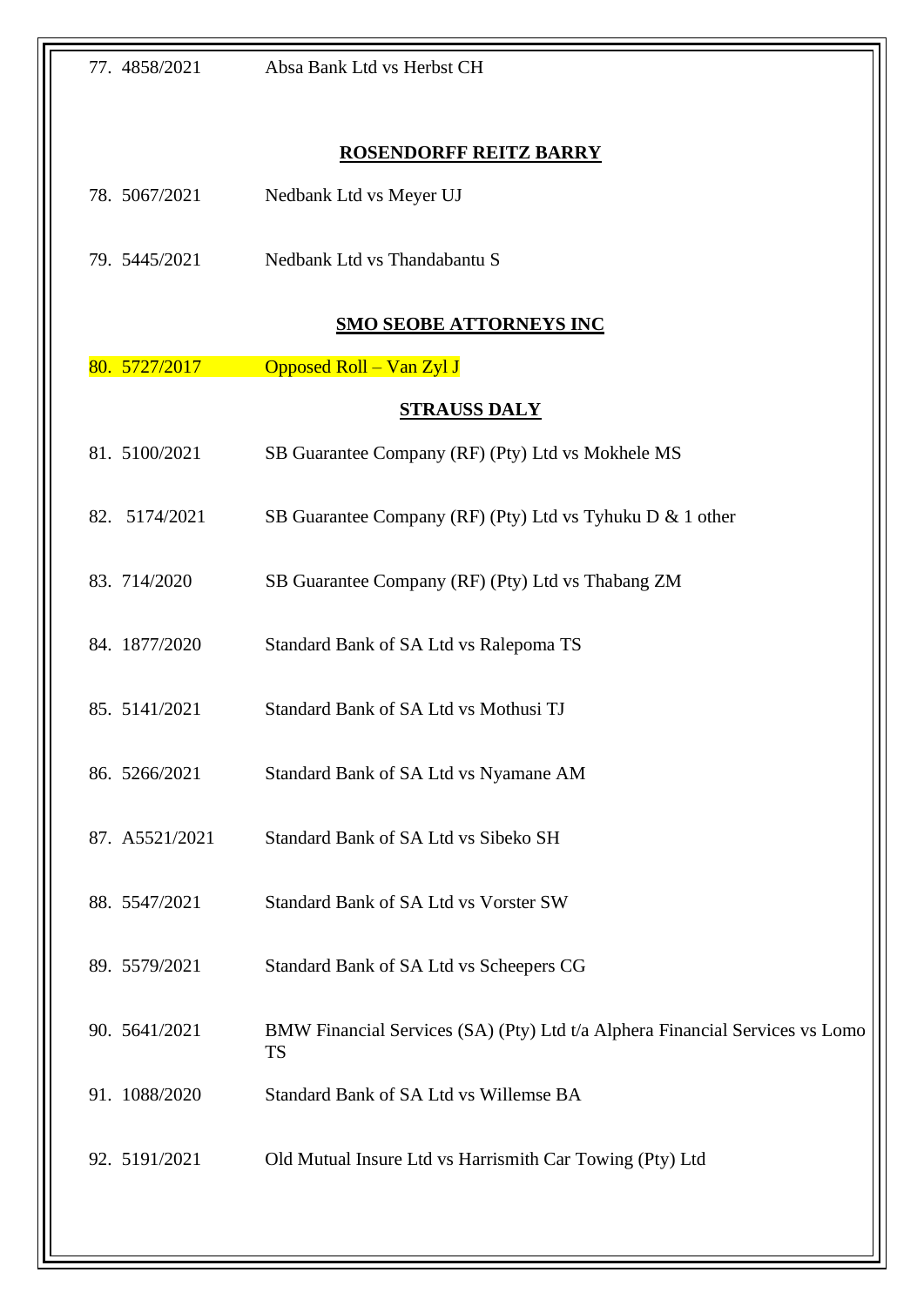77. 4858/2021 Absa Bank Ltd vs Herbst CH

**ROSENDORFF REITZ BARRY**

78. 5067/2021 Nedbank Ltd vs Meyer UJ

79. 5445/2021 Nedbank Ltd vs Thandabantu S

**SMO SEOBE ATTORNEYS INC**

80. 5727/2017 Opposed Roll – Van Zyl J

**STRAUSS DALY**

81. 5100/2021 SB Guarantee Company (RF) (Pty) Ltd vs Mokhele MS

82. 5174/2021 SB Guarantee Company (RF) (Pty) Ltd vs Tyhuku D & 1 other

83. 714/2020 SB Guarantee Company (RF) (Pty) Ltd vs Thabang ZM

84. 1877/2020 Standard Bank of SA Ltd vs Ralepoma TS

85. 5141/2021 Standard Bank of SA Ltd vs Mothusi TJ

86. 5266/2021 Standard Bank of SA Ltd vs Nyamane AM

87. A5521/2021 Standard Bank of SA Ltd vs Sibeko SH

88. 5547/2021 Standard Bank of SA Ltd vs Vorster SW

89. 5579/2021 Standard Bank of SA Ltd vs Scheepers CG

90. 5641/2021 BMW Financial Services (SA) (Pty) Ltd t/a Alphera Financial Services vs Lomo TS

91. 1088/2020 Standard Bank of SA Ltd vs Willemse BA

92. 5191/2021 Old Mutual Insure Ltd vs Harrismith Car Towing (Pty) Ltd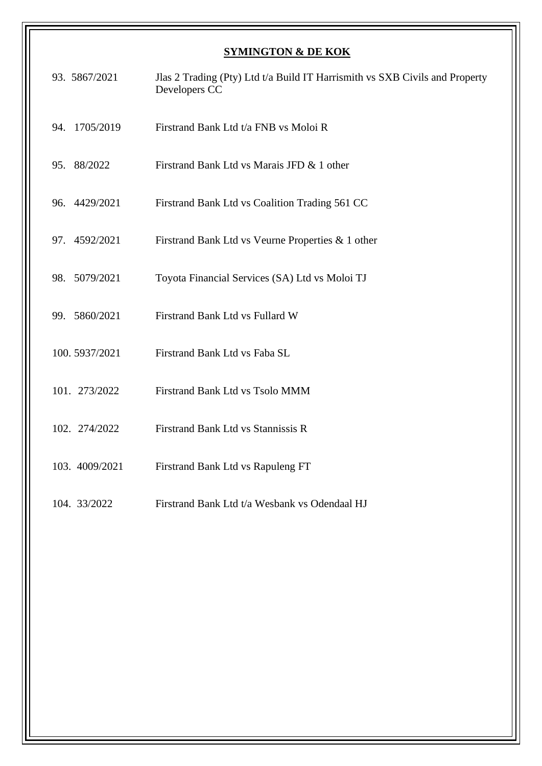**SYMINGTON & DE KOK**

| | | |
|---|---|---|
| 93. | 5867/2021 | Jlas 2 Trading (Pty) Ltd t/a Build IT Harrismith vs SXB Civils and Property Developers CC |
| 94. | 1705/2019 | Firstrand Bank Ltd t/a FNB vs Moloi R |
| 95. | 88/2022 | Firstrand Bank Ltd vs Marais JFD & 1 other |
| 96. | 4429/2021 | Firstrand Bank Ltd vs Coalition Trading 561 CC |
| 97. | 4592/2021 | Firstrand Bank Ltd vs Veurne Properties & 1 other |
| 98. | 5079/2021 | Toyota Financial Services (SA) Ltd vs Moloi TJ |
| 99. | 5860/2021 | Firstrand Bank Ltd vs Fullard W |
| 100. | 5937/2021 | Firstrand Bank Ltd vs Faba SL |
| 101. | 273/2022 | Firstrand Bank Ltd vs Tsolo MMM |
| 102. | 274/2022 | Firstrand Bank Ltd vs Stannissis R |
| 103. | 4009/2021 | Firstrand Bank Ltd vs Rapuleng FT |
| 104. | 33/2022 | Firstrand Bank Ltd t/a Wesbank vs Odendaal HJ |